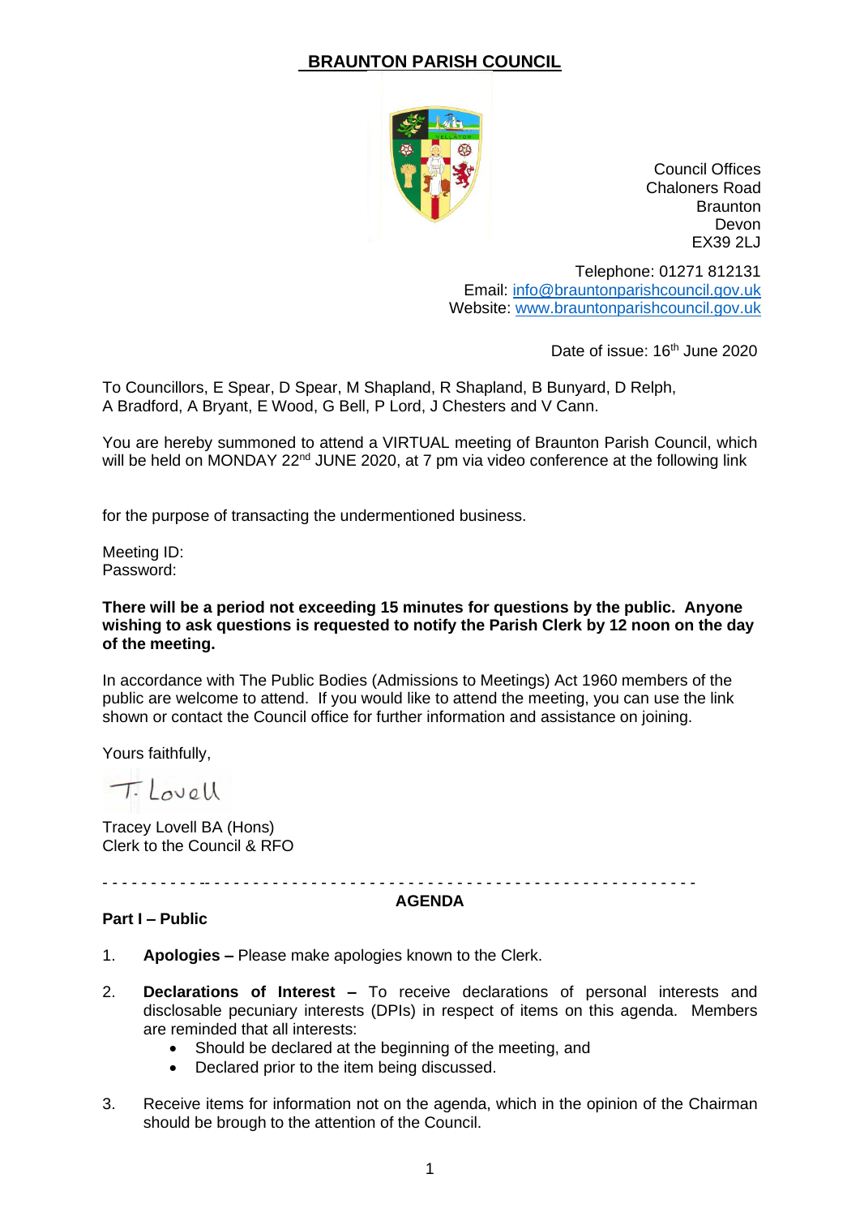# BRAUNTON PARISH COUNCIL

Council Offices
Chaloners Road
Braunton
Devon
EX39 2LJ

Telephone: 01271 812131
Email: info@brauntonparishcouncil.gov.uk
Website: www.brauntonparishcouncil.gov.uk

Date of issue: 16th June 2020

To Councillors, E Spear, D Spear, M Shapland, R Shapland, B Bunyard, D Relph, A Bradford, A Bryant, E Wood, G Bell, P Lord, J Chesters and V Cann.

You are hereby summoned to attend a VIRTUAL meeting of Braunton Parish Council, which will be held on MONDAY 22nd JUNE 2020, at 7 pm via video conference at the following link

for the purpose of transacting the undermentioned business.

Meeting ID:
Password:

**There will be a period not exceeding 15 minutes for questions by the public. Anyone wishing to ask questions is requested to notify the Parish Clerk by 12 noon on the day of the meeting.**

In accordance with The Public Bodies (Admissions to Meetings) Act 1960 members of the public are welcome to attend. If you would like to attend the meeting, you can use the link shown or contact the Council office for further information and assistance on joining.

Yours faithfully,

T. Lovell

Tracey Lovell BA (Hons)
Clerk to the Council & RFO

---

## AGENDA

**Part I – Public**

1. **Apologies –** Please make apologies known to the Clerk.

2. **Declarations of Interest –** To receive declarations of personal interests and disclosable pecuniary interests (DPIs) in respect of items on this agenda. Members are reminded that all interests:
   - Should be declared at the beginning of the meeting, and
   - Declared prior to the item being discussed.

3. Receive items for information not on the agenda, which in the opinion of the Chairman should be brough to the attention of the Council.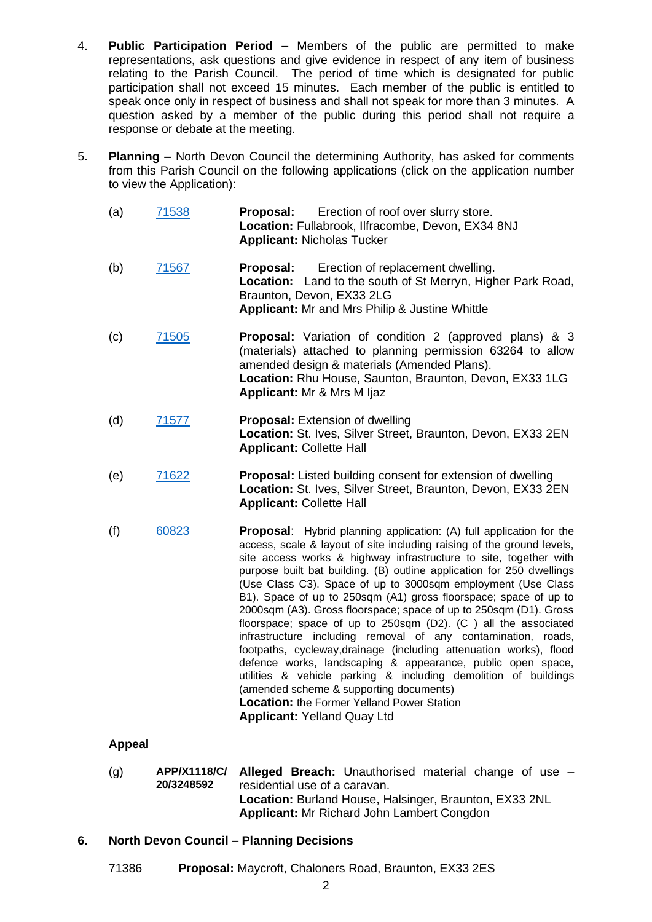4. **Public Participation Period –** Members of the public are permitted to make representations, ask questions and give evidence in respect of any item of business relating to the Parish Council. The period of time which is designated for public participation shall not exceed 15 minutes. Each member of the public is entitled to speak once only in respect of business and shall not speak for more than 3 minutes. A question asked by a member of the public during this period shall not require a response or debate at the meeting.

5. **Planning –** North Devon Council the determining Authority, has asked for comments from this Parish Council on the following applications (click on the application number to view the Application):

(a) 71538 — **Proposal:** Erection of roof over slurry store.
**Location:** Fullabrook, Ilfracombe, Devon, EX34 8NJ
**Applicant:** Nicholas Tucker

(b) 71567 — **Proposal:** Erection of replacement dwelling.
**Location:** Land to the south of St Merryn, Higher Park Road, Braunton, Devon, EX33 2LG
**Applicant:** Mr and Mrs Philip & Justine Whittle

(c) 71505 — **Proposal:** Variation of condition 2 (approved plans) & 3 (materials) attached to planning permission 63264 to allow amended design & materials (Amended Plans).
**Location:** Rhu House, Saunton, Braunton, Devon, EX33 1LG
**Applicant:** Mr & Mrs M Ijaz

(d) 71577 — **Proposal:** Extension of dwelling
**Location:** St. Ives, Silver Street, Braunton, Devon, EX33 2EN
**Applicant:** Collette Hall

(e) 71622 — **Proposal:** Listed building consent for extension of dwelling
**Location:** St. Ives, Silver Street, Braunton, Devon, EX33 2EN
**Applicant:** Collette Hall

(f) 60823 — **Proposal**: Hybrid planning application: (A) full application for the access, scale & layout of site including raising of the ground levels, site access works & highway infrastructure to site, together with purpose built bat building. (B) outline application for 250 dwellings (Use Class C3). Space of up to 3000sqm employment (Use Class B1). Space of up to 250sqm (A1) gross floorspace; space of up to 2000sqm (A3). Gross floorspace; space of up to 250sqm (D1). Gross floorspace; space of up to 250sqm (D2). (C ) all the associated infrastructure including removal of any contamination, roads, footpaths, cycleway,drainage (including attenuation works), flood defence works, landscaping & appearance, public open space, utilities & vehicle parking & including demolition of buildings (amended scheme & supporting documents)
**Location:** the Former Yelland Power Station
**Applicant:** Yelland Quay Ltd

**Appeal**

(g) **APP/X1118/C/20/3248592** — **Alleged Breach:** Unauthorised material change of use – residential use of a caravan.
**Location:** Burland House, Halsinger, Braunton, EX33 2NL
**Applicant:** Mr Richard John Lambert Congdon

6. **North Devon Council – Planning Decisions**

71386 **Proposal:** Maycroft, Chaloners Road, Braunton, EX33 2ES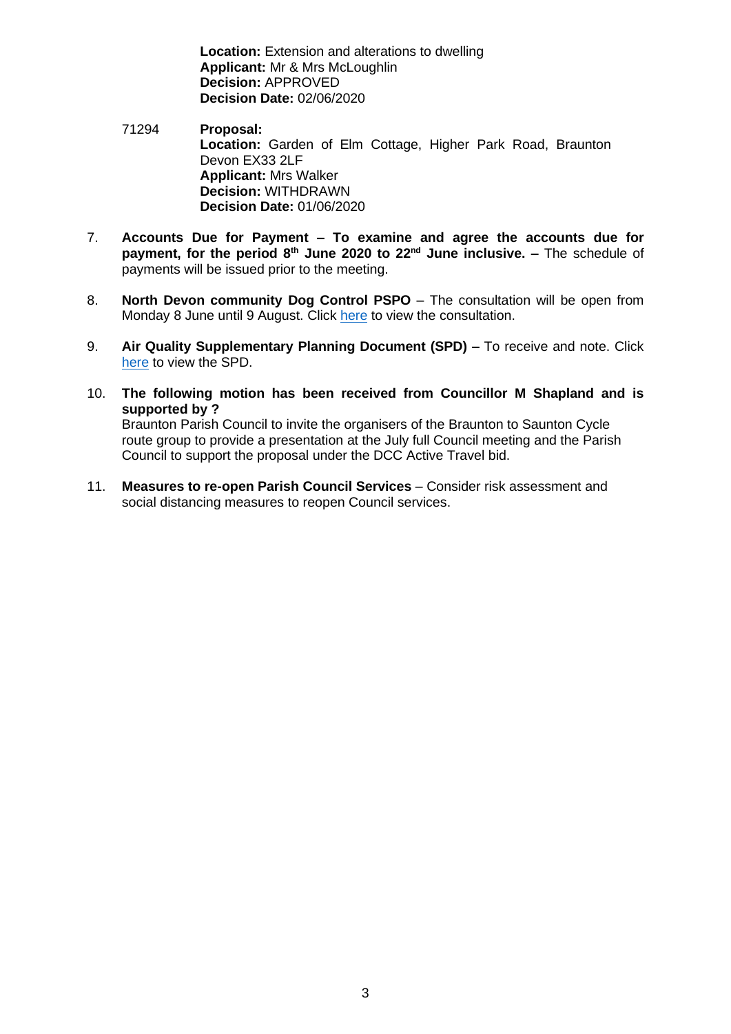**Location:** Extension and alterations to dwelling
**Applicant:** Mr & Mrs McLoughlin
**Decision:** APPROVED
**Decision Date:** 02/06/2020

71294 **Proposal:**
**Location:** Garden of Elm Cottage, Higher Park Road, Braunton Devon EX33 2LF
**Applicant:** Mrs Walker
**Decision:** WITHDRAWN
**Decision Date:** 01/06/2020

7. **Accounts Due for Payment – To examine and agree the accounts due for payment, for the period 8th June 2020 to 22nd June inclusive. –** The schedule of payments will be issued prior to the meeting.

8. **North Devon community Dog Control PSPO** – The consultation will be open from Monday 8 June until 9 August. Click here to view the consultation.

9. **Air Quality Supplementary Planning Document (SPD) –** To receive and note. Click here to view the SPD.

10. **The following motion has been received from Councillor M Shapland and is supported by ?**
Braunton Parish Council to invite the organisers of the Braunton to Saunton Cycle route group to provide a presentation at the July full Council meeting and the Parish Council to support the proposal under the DCC Active Travel bid.

11. **Measures to re-open Parish Council Services** – Consider risk assessment and social distancing measures to reopen Council services.